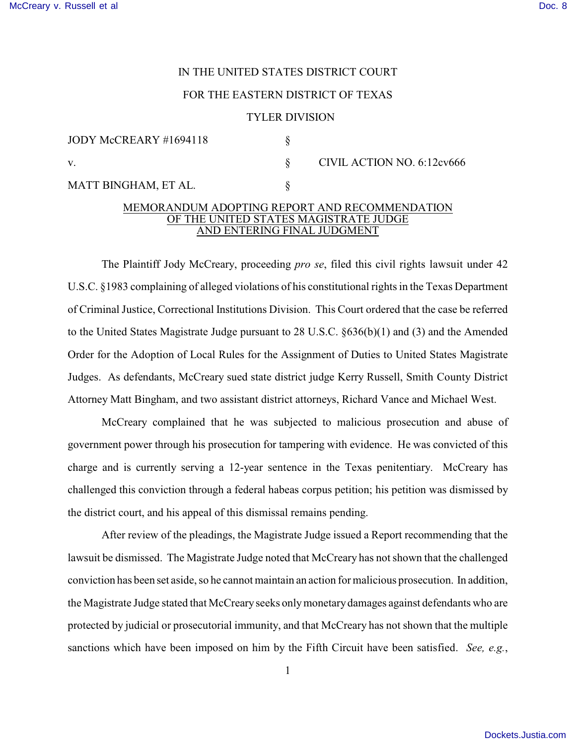IN THE UNITED STATES DISTRICT COURT

FOR THE EASTERN DISTRICT OF TEXAS

TYLER DIVISION

| | | |
|---|---|---|
| JODY McCREARY #1694118 | § | |
| v. | § | CIVIL ACTION NO. 6:12cv666 |
| MATT BINGHAM, ET AL. | § | |

MEMORANDUM ADOPTING REPORT AND RECOMMENDATION OF THE UNITED STATES MAGISTRATE JUDGE AND ENTERING FINAL JUDGMENT

The Plaintiff Jody McCreary, proceeding *pro se*, filed this civil rights lawsuit under 42 U.S.C. §1983 complaining of alleged violations of his constitutional rights in the Texas Department of Criminal Justice, Correctional Institutions Division. This Court ordered that the case be referred to the United States Magistrate Judge pursuant to 28 U.S.C. §636(b)(1) and (3) and the Amended Order for the Adoption of Local Rules for the Assignment of Duties to United States Magistrate Judges. As defendants, McCreary sued state district judge Kerry Russell, Smith County District Attorney Matt Bingham, and two assistant district attorneys, Richard Vance and Michael West.

McCreary complained that he was subjected to malicious prosecution and abuse of government power through his prosecution for tampering with evidence. He was convicted of this charge and is currently serving a 12-year sentence in the Texas penitentiary. McCreary has challenged this conviction through a federal habeas corpus petition; his petition was dismissed by the district court, and his appeal of this dismissal remains pending.

After review of the pleadings, the Magistrate Judge issued a Report recommending that the lawsuit be dismissed. The Magistrate Judge noted that McCreary has not shown that the challenged conviction has been set aside, so he cannot maintain an action for malicious prosecution. In addition, the Magistrate Judge stated that McCreary seeks only monetary damages against defendants who are protected by judicial or prosecutorial immunity, and that McCreary has not shown that the multiple sanctions which have been imposed on him by the Fifth Circuit have been satisfied. *See, e.g.*,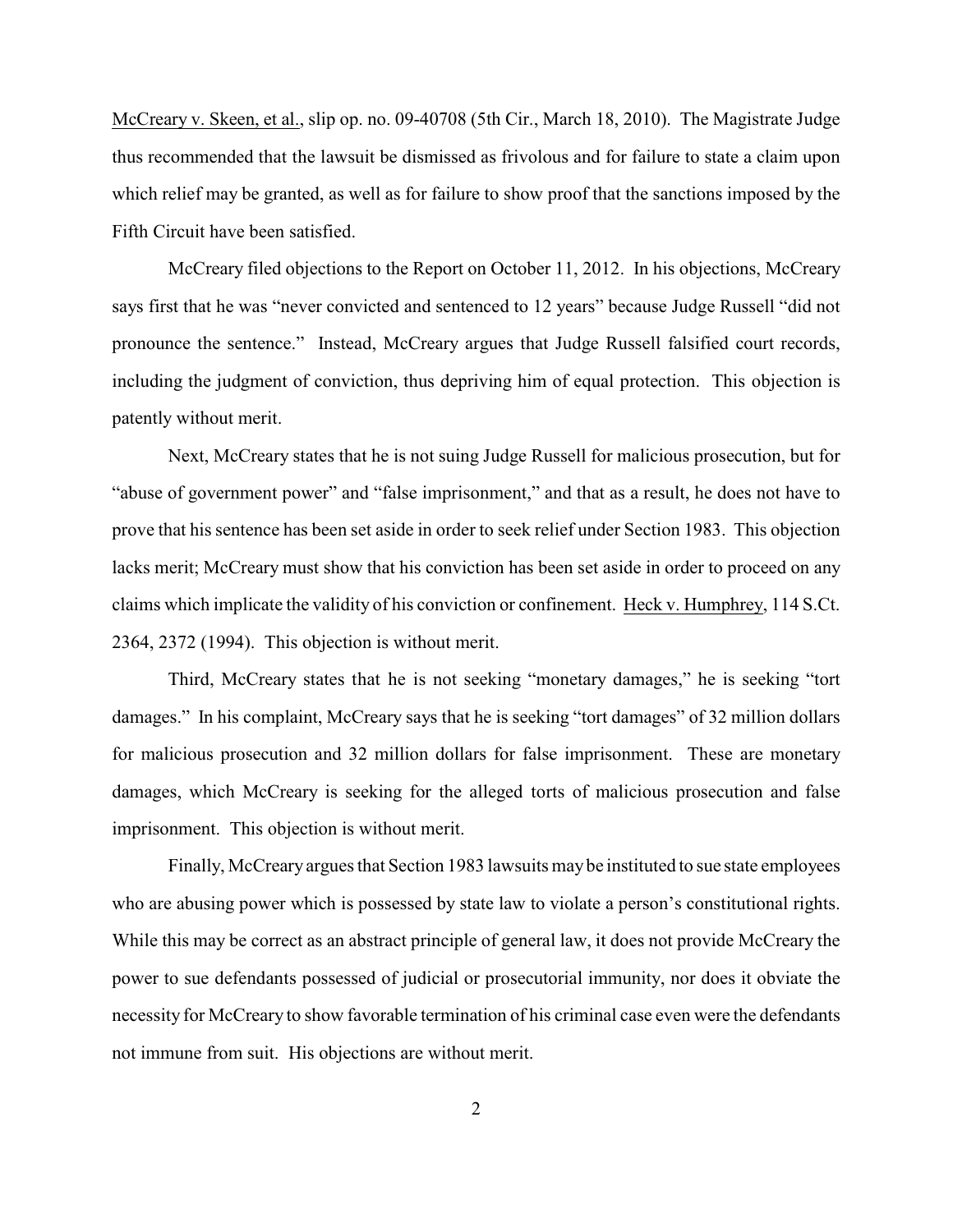McCreary v. Skeen, et al., slip op. no. 09-40708 (5th Cir., March 18, 2010). The Magistrate Judge thus recommended that the lawsuit be dismissed as frivolous and for failure to state a claim upon which relief may be granted, as well as for failure to show proof that the sanctions imposed by the Fifth Circuit have been satisfied.

McCreary filed objections to the Report on October 11, 2012. In his objections, McCreary says first that he was "never convicted and sentenced to 12 years" because Judge Russell "did not pronounce the sentence." Instead, McCreary argues that Judge Russell falsified court records, including the judgment of conviction, thus depriving him of equal protection. This objection is patently without merit.

Next, McCreary states that he is not suing Judge Russell for malicious prosecution, but for "abuse of government power" and "false imprisonment," and that as a result, he does not have to prove that his sentence has been set aside in order to seek relief under Section 1983. This objection lacks merit; McCreary must show that his conviction has been set aside in order to proceed on any claims which implicate the validity of his conviction or confinement. Heck v. Humphrey, 114 S.Ct. 2364, 2372 (1994). This objection is without merit.

Third, McCreary states that he is not seeking "monetary damages," he is seeking "tort damages." In his complaint, McCreary says that he is seeking "tort damages" of 32 million dollars for malicious prosecution and 32 million dollars for false imprisonment. These are monetary damages, which McCreary is seeking for the alleged torts of malicious prosecution and false imprisonment. This objection is without merit.

Finally, McCreary argues that Section 1983 lawsuits may be instituted to sue state employees who are abusing power which is possessed by state law to violate a person's constitutional rights. While this may be correct as an abstract principle of general law, it does not provide McCreary the power to sue defendants possessed of judicial or prosecutorial immunity, nor does it obviate the necessity for McCreary to show favorable termination of his criminal case even were the defendants not immune from suit. His objections are without merit.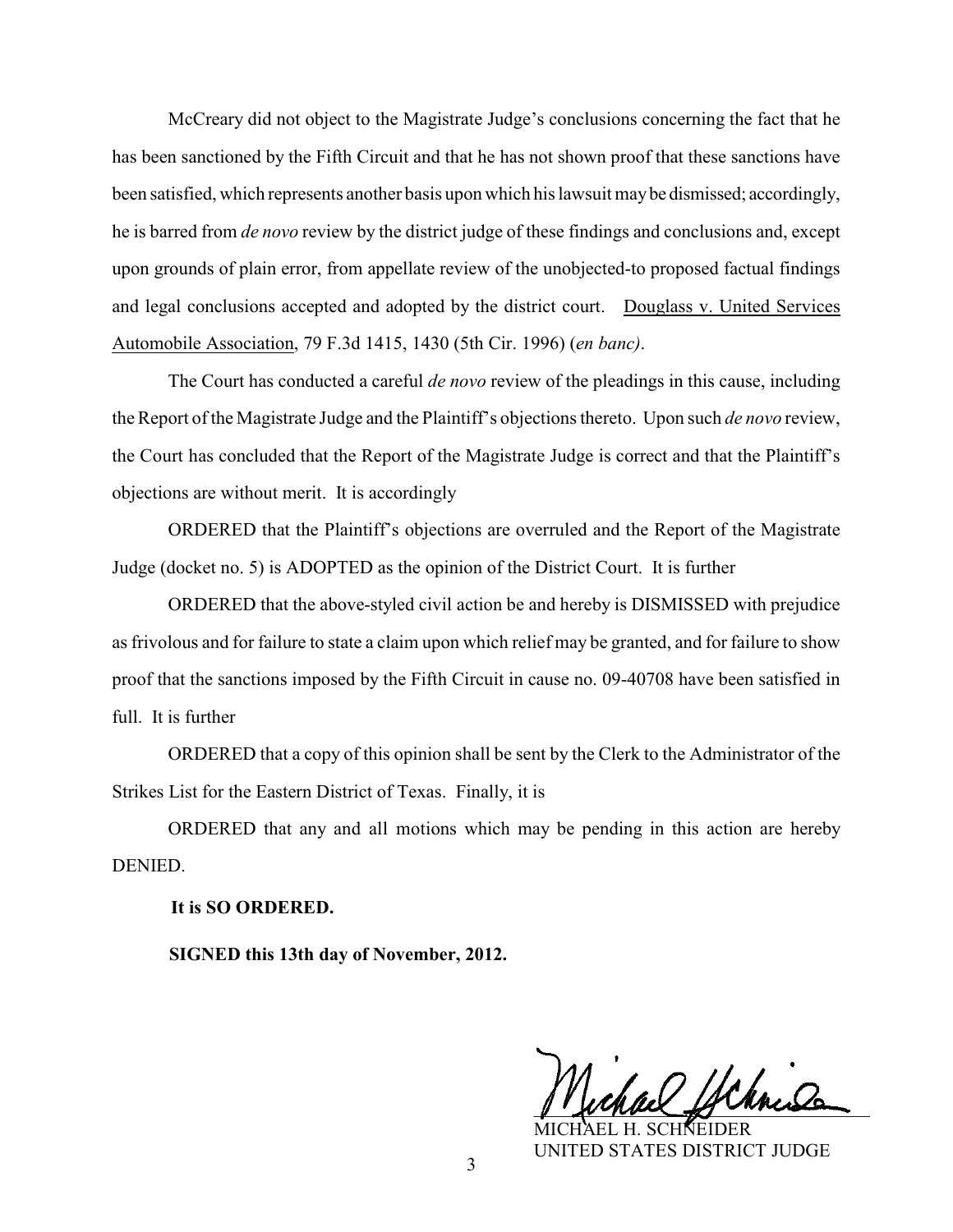McCreary did not object to the Magistrate Judge's conclusions concerning the fact that he has been sanctioned by the Fifth Circuit and that he has not shown proof that these sanctions have been satisfied, which represents another basis upon which his lawsuit may be dismissed; accordingly, he is barred from *de novo* review by the district judge of these findings and conclusions and, except upon grounds of plain error, from appellate review of the unobjected-to proposed factual findings and legal conclusions accepted and adopted by the district court. Douglass v. United Services Automobile Association, 79 F.3d 1415, 1430 (5th Cir. 1996) (*en banc)*.

The Court has conducted a careful *de novo* review of the pleadings in this cause, including the Report of the Magistrate Judge and the Plaintiff's objections thereto. Upon such *de novo* review, the Court has concluded that the Report of the Magistrate Judge is correct and that the Plaintiff's objections are without merit. It is accordingly

ORDERED that the Plaintiff's objections are overruled and the Report of the Magistrate Judge (docket no. 5) is ADOPTED as the opinion of the District Court. It is further

ORDERED that the above-styled civil action be and hereby is DISMISSED with prejudice as frivolous and for failure to state a claim upon which relief may be granted, and for failure to show proof that the sanctions imposed by the Fifth Circuit in cause no. 09-40708 have been satisfied in full. It is further

ORDERED that a copy of this opinion shall be sent by the Clerk to the Administrator of the Strikes List for the Eastern District of Texas. Finally, it is

ORDERED that any and all motions which may be pending in this action are hereby DENIED.

**It is SO ORDERED.**

**SIGNED this 13th day of November, 2012.**

MICHAEL H. SCHNEIDER
UNITED STATES DISTRICT JUDGE